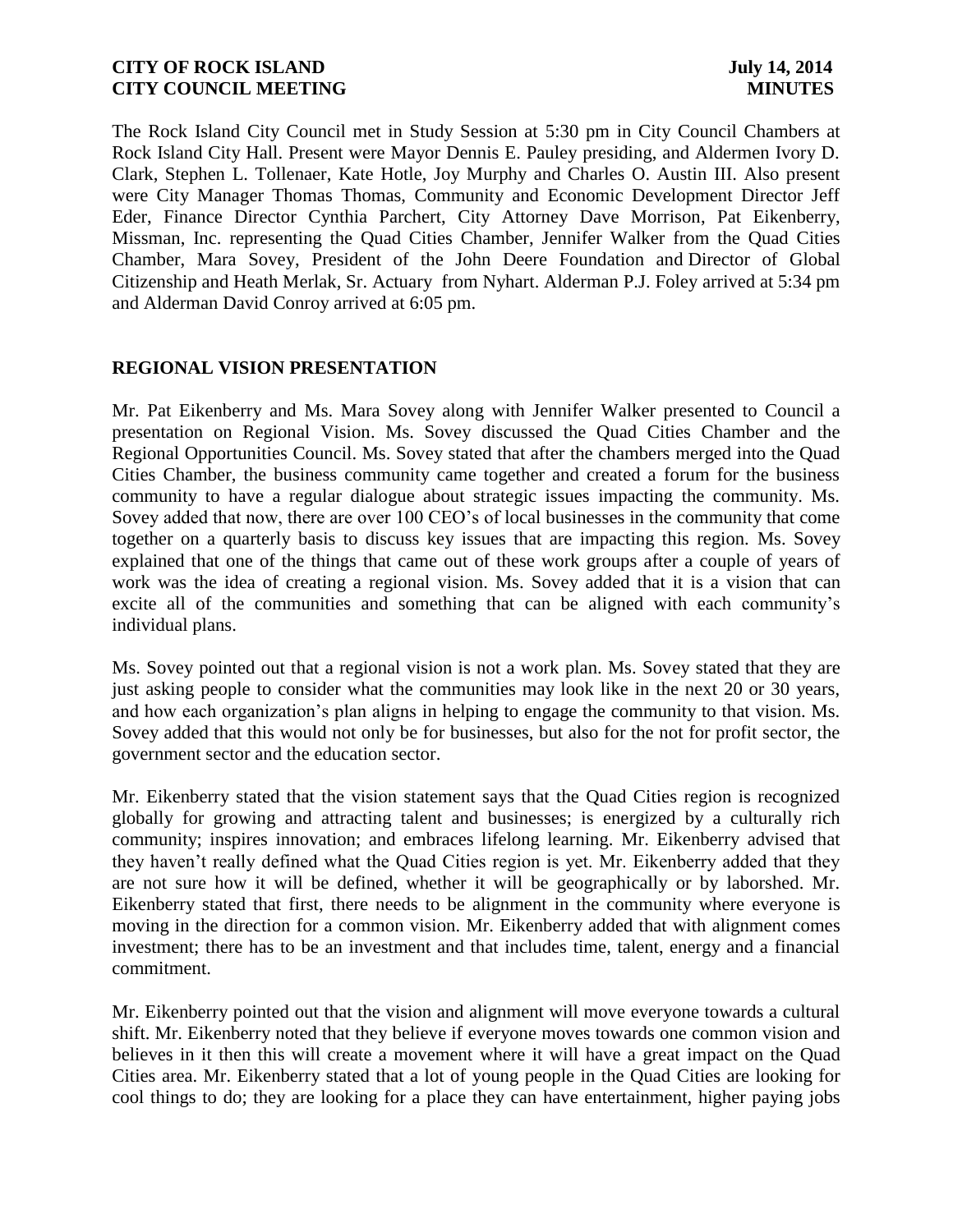The Rock Island City Council met in Study Session at 5:30 pm in City Council Chambers at Rock Island City Hall. Present were Mayor Dennis E. Pauley presiding, and Aldermen Ivory D. Clark, Stephen L. Tollenaer, Kate Hotle, Joy Murphy and Charles O. Austin III. Also present were City Manager Thomas Thomas, Community and Economic Development Director Jeff Eder, Finance Director Cynthia Parchert, City Attorney Dave Morrison, Pat Eikenberry, Missman, Inc. representing the Quad Cities Chamber, Jennifer Walker from the Quad Cities Chamber, Mara Sovey, President of the John Deere Foundation and Director of Global Citizenship and Heath Merlak, Sr. Actuary from Nyhart. Alderman P.J. Foley arrived at 5:34 pm and Alderman David Conroy arrived at 6:05 pm.

## REGIONAL VISION PRESENTATION

Mr. Pat Eikenberry and Ms. Mara Sovey along with Jennifer Walker presented to Council a presentation on Regional Vision. Ms. Sovey discussed the Quad Cities Chamber and the Regional Opportunities Council. Ms. Sovey stated that after the chambers merged into the Quad Cities Chamber, the business community came together and created a forum for the business community to have a regular dialogue about strategic issues impacting the community. Ms. Sovey added that now, there are over 100 CEO's of local businesses in the community that come together on a quarterly basis to discuss key issues that are impacting this region. Ms. Sovey explained that one of the things that came out of these work groups after a couple of years of work was the idea of creating a regional vision. Ms. Sovey added that it is a vision that can excite all of the communities and something that can be aligned with each community's individual plans.

Ms. Sovey pointed out that a regional vision is not a work plan. Ms. Sovey stated that they are just asking people to consider what the communities may look like in the next 20 or 30 years, and how each organization's plan aligns in helping to engage the community to that vision. Ms. Sovey added that this would not only be for businesses, but also for the not for profit sector, the government sector and the education sector.

Mr. Eikenberry stated that the vision statement says that the Quad Cities region is recognized globally for growing and attracting talent and businesses; is energized by a culturally rich community; inspires innovation; and embraces lifelong learning. Mr. Eikenberry advised that they haven't really defined what the Quad Cities region is yet. Mr. Eikenberry added that they are not sure how it will be defined, whether it will be geographically or by laborshed. Mr. Eikenberry stated that first, there needs to be alignment in the community where everyone is moving in the direction for a common vision. Mr. Eikenberry added that with alignment comes investment; there has to be an investment and that includes time, talent, energy and a financial commitment.

Mr. Eikenberry pointed out that the vision and alignment will move everyone towards a cultural shift. Mr. Eikenberry noted that they believe if everyone moves towards one common vision and believes in it then this will create a movement where it will have a great impact on the Quad Cities area. Mr. Eikenberry stated that a lot of young people in the Quad Cities are looking for cool things to do; they are looking for a place they can have entertainment, higher paying jobs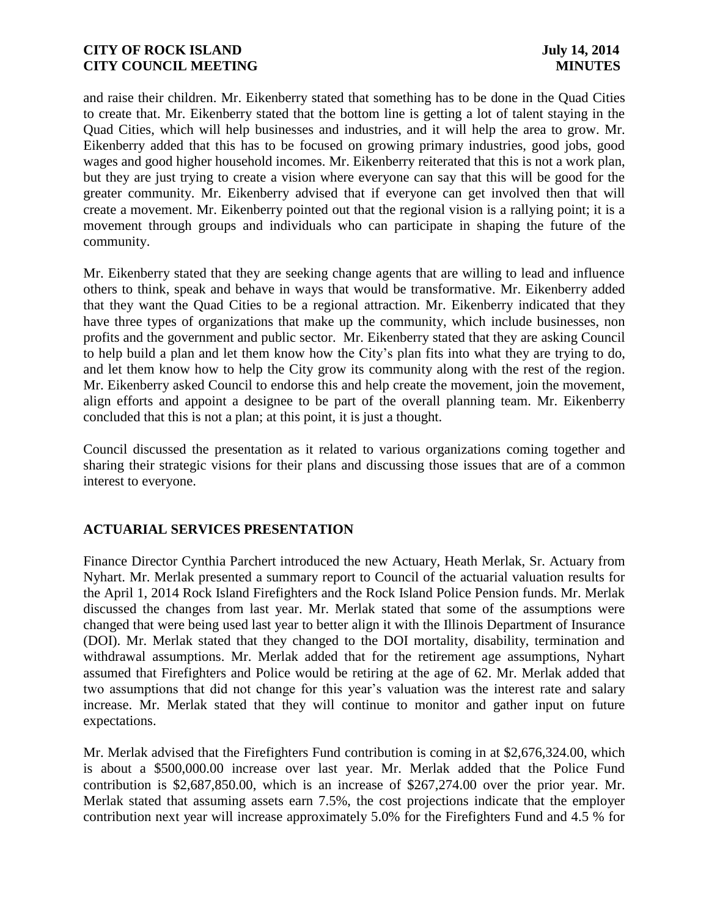and raise their children. Mr. Eikenberry stated that something has to be done in the Quad Cities to create that. Mr. Eikenberry stated that the bottom line is getting a lot of talent staying in the Quad Cities, which will help businesses and industries, and it will help the area to grow. Mr. Eikenberry added that this has to be focused on growing primary industries, good jobs, good wages and good higher household incomes. Mr. Eikenberry reiterated that this is not a work plan, but they are just trying to create a vision where everyone can say that this will be good for the greater community. Mr. Eikenberry advised that if everyone can get involved then that will create a movement. Mr. Eikenberry pointed out that the regional vision is a rallying point; it is a movement through groups and individuals who can participate in shaping the future of the community.

Mr. Eikenberry stated that they are seeking change agents that are willing to lead and influence others to think, speak and behave in ways that would be transformative. Mr. Eikenberry added that they want the Quad Cities to be a regional attraction. Mr. Eikenberry indicated that they have three types of organizations that make up the community, which include businesses, non profits and the government and public sector. Mr. Eikenberry stated that they are asking Council to help build a plan and let them know how the City's plan fits into what they are trying to do, and let them know how to help the City grow its community along with the rest of the region. Mr. Eikenberry asked Council to endorse this and help create the movement, join the movement, align efforts and appoint a designee to be part of the overall planning team. Mr. Eikenberry concluded that this is not a plan; at this point, it is just a thought.

Council discussed the presentation as it related to various organizations coming together and sharing their strategic visions for their plans and discussing those issues that are of a common interest to everyone.

## ACTUARIAL SERVICES PRESENTATION

Finance Director Cynthia Parchert introduced the new Actuary, Heath Merlak, Sr. Actuary from Nyhart. Mr. Merlak presented a summary report to Council of the actuarial valuation results for the April 1, 2014 Rock Island Firefighters and the Rock Island Police Pension funds. Mr. Merlak discussed the changes from last year. Mr. Merlak stated that some of the assumptions were changed that were being used last year to better align it with the Illinois Department of Insurance (DOI). Mr. Merlak stated that they changed to the DOI mortality, disability, termination and withdrawal assumptions. Mr. Merlak added that for the retirement age assumptions, Nyhart assumed that Firefighters and Police would be retiring at the age of 62. Mr. Merlak added that two assumptions that did not change for this year's valuation was the interest rate and salary increase. Mr. Merlak stated that they will continue to monitor and gather input on future expectations.

Mr. Merlak advised that the Firefighters Fund contribution is coming in at $2,676,324.00, which is about a $500,000.00 increase over last year. Mr. Merlak added that the Police Fund contribution is $2,687,850.00, which is an increase of $267,274.00 over the prior year. Mr. Merlak stated that assuming assets earn 7.5%, the cost projections indicate that the employer contribution next year will increase approximately 5.0% for the Firefighters Fund and 4.5 % for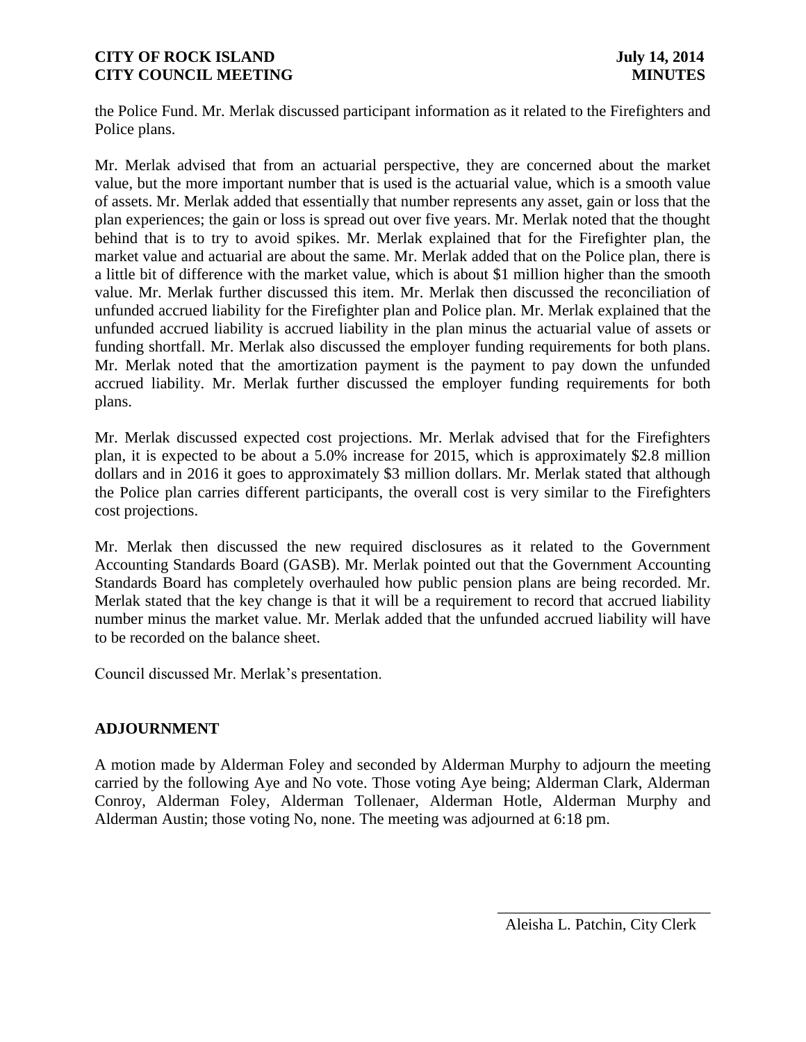the Police Fund. Mr. Merlak discussed participant information as it related to the Firefighters and Police plans.

Mr. Merlak advised that from an actuarial perspective, they are concerned about the market value, but the more important number that is used is the actuarial value, which is a smooth value of assets. Mr. Merlak added that essentially that number represents any asset, gain or loss that the plan experiences; the gain or loss is spread out over five years. Mr. Merlak noted that the thought behind that is to try to avoid spikes. Mr. Merlak explained that for the Firefighter plan, the market value and actuarial are about the same. Mr. Merlak added that on the Police plan, there is a little bit of difference with the market value, which is about $1 million higher than the smooth value. Mr. Merlak further discussed this item. Mr. Merlak then discussed the reconciliation of unfunded accrued liability for the Firefighter plan and Police plan. Mr. Merlak explained that the unfunded accrued liability is accrued liability in the plan minus the actuarial value of assets or funding shortfall. Mr. Merlak also discussed the employer funding requirements for both plans. Mr. Merlak noted that the amortization payment is the payment to pay down the unfunded accrued liability. Mr. Merlak further discussed the employer funding requirements for both plans.

Mr. Merlak discussed expected cost projections. Mr. Merlak advised that for the Firefighters plan, it is expected to be about a 5.0% increase for 2015, which is approximately $2.8 million dollars and in 2016 it goes to approximately $3 million dollars. Mr. Merlak stated that although the Police plan carries different participants, the overall cost is very similar to the Firefighters cost projections.

Mr. Merlak then discussed the new required disclosures as it related to the Government Accounting Standards Board (GASB). Mr. Merlak pointed out that the Government Accounting Standards Board has completely overhauled how public pension plans are being recorded. Mr. Merlak stated that the key change is that it will be a requirement to record that accrued liability number minus the market value. Mr. Merlak added that the unfunded accrued liability will have to be recorded on the balance sheet.

Council discussed Mr. Merlak's presentation.

## ADJOURNMENT

A motion made by Alderman Foley and seconded by Alderman Murphy to adjourn the meeting carried by the following Aye and No vote. Those voting Aye being; Alderman Clark, Alderman Conroy, Alderman Foley, Alderman Tollenaer, Alderman Hotle, Alderman Murphy and Alderman Austin; those voting No, none. The meeting was adjourned at 6:18 pm.

\_\_\_\_\_\_\_\_\_\_\_\_\_\_\_\_\_\_\_\_\_\_\_\_\_\_\_\_\_\_

Aleisha L. Patchin, City Clerk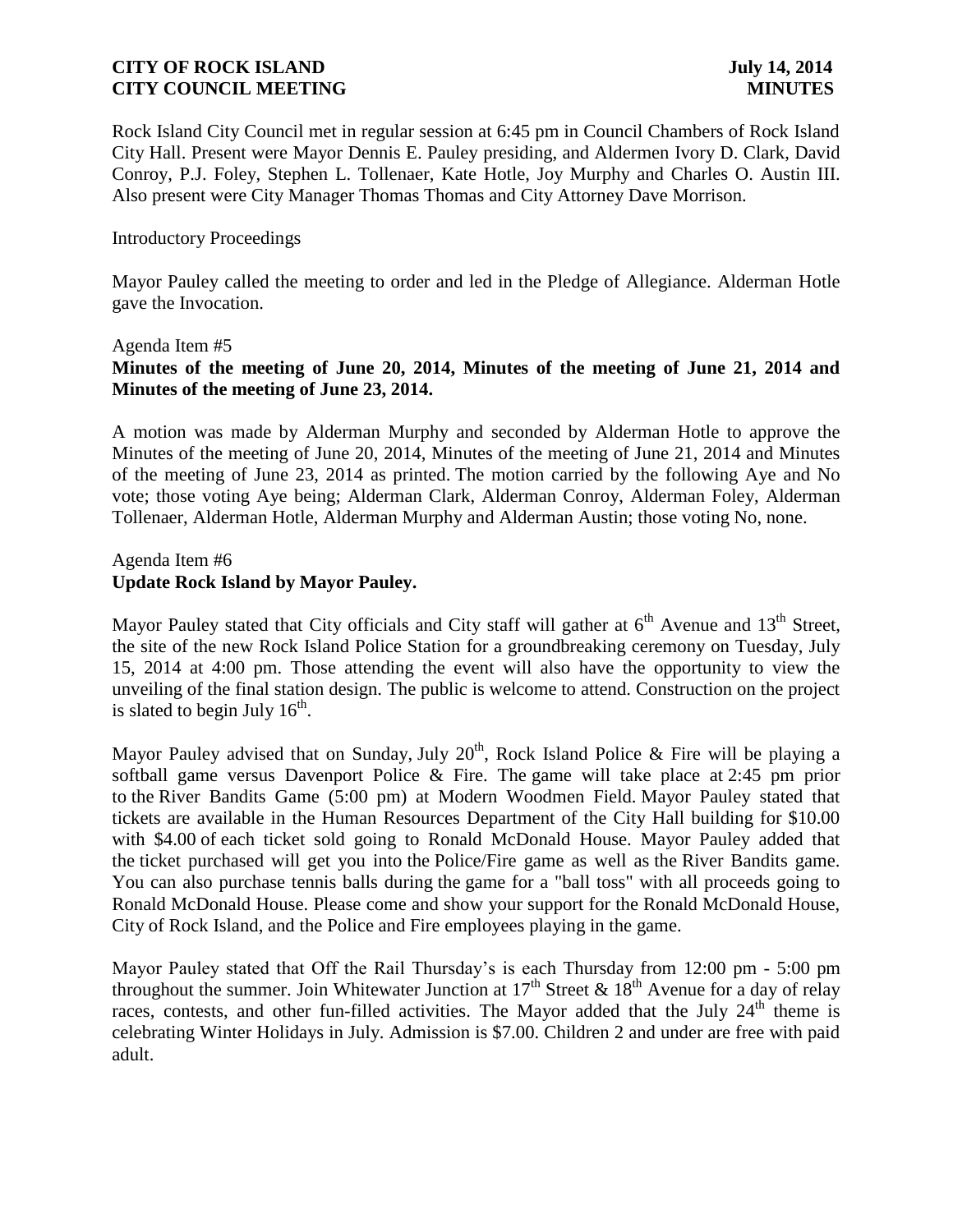Rock Island City Council met in regular session at 6:45 pm in Council Chambers of Rock Island City Hall. Present were Mayor Dennis E. Pauley presiding, and Aldermen Ivory D. Clark, David Conroy, P.J. Foley, Stephen L. Tollenaer, Kate Hotle, Joy Murphy and Charles O. Austin III. Also present were City Manager Thomas Thomas and City Attorney Dave Morrison.

Introductory Proceedings

Mayor Pauley called the meeting to order and led in the Pledge of Allegiance. Alderman Hotle gave the Invocation.

Agenda Item #5
**Minutes of the meeting of June 20, 2014, Minutes of the meeting of June 21, 2014 and Minutes of the meeting of June 23, 2014.**

A motion was made by Alderman Murphy and seconded by Alderman Hotle to approve the Minutes of the meeting of June 20, 2014, Minutes of the meeting of June 21, 2014 and Minutes of the meeting of June 23, 2014 as printed. The motion carried by the following Aye and No vote; those voting Aye being; Alderman Clark, Alderman Conroy, Alderman Foley, Alderman Tollenaer, Alderman Hotle, Alderman Murphy and Alderman Austin; those voting No, none.

Agenda Item #6
**Update Rock Island by Mayor Pauley.**

Mayor Pauley stated that City officials and City staff will gather at 6th Avenue and 13th Street, the site of the new Rock Island Police Station for a groundbreaking ceremony on Tuesday, July 15, 2014 at 4:00 pm. Those attending the event will also have the opportunity to view the unveiling of the final station design. The public is welcome to attend. Construction on the project is slated to begin July 16th.

Mayor Pauley advised that on Sunday, July 20th, Rock Island Police & Fire will be playing a softball game versus Davenport Police & Fire. The game will take place at 2:45 pm prior to the River Bandits Game (5:00 pm) at Modern Woodmen Field. Mayor Pauley stated that tickets are available in the Human Resources Department of the City Hall building for $10.00 with $4.00 of each ticket sold going to Ronald McDonald House. Mayor Pauley added that the ticket purchased will get you into the Police/Fire game as well as the River Bandits game. You can also purchase tennis balls during the game for a "ball toss" with all proceeds going to Ronald McDonald House. Please come and show your support for the Ronald McDonald House, City of Rock Island, and the Police and Fire employees playing in the game.

Mayor Pauley stated that Off the Rail Thursday's is each Thursday from 12:00 pm - 5:00 pm throughout the summer. Join Whitewater Junction at 17th Street & 18th Avenue for a day of relay races, contests, and other fun-filled activities. The Mayor added that the July 24th theme is celebrating Winter Holidays in July. Admission is $7.00. Children 2 and under are free with paid adult.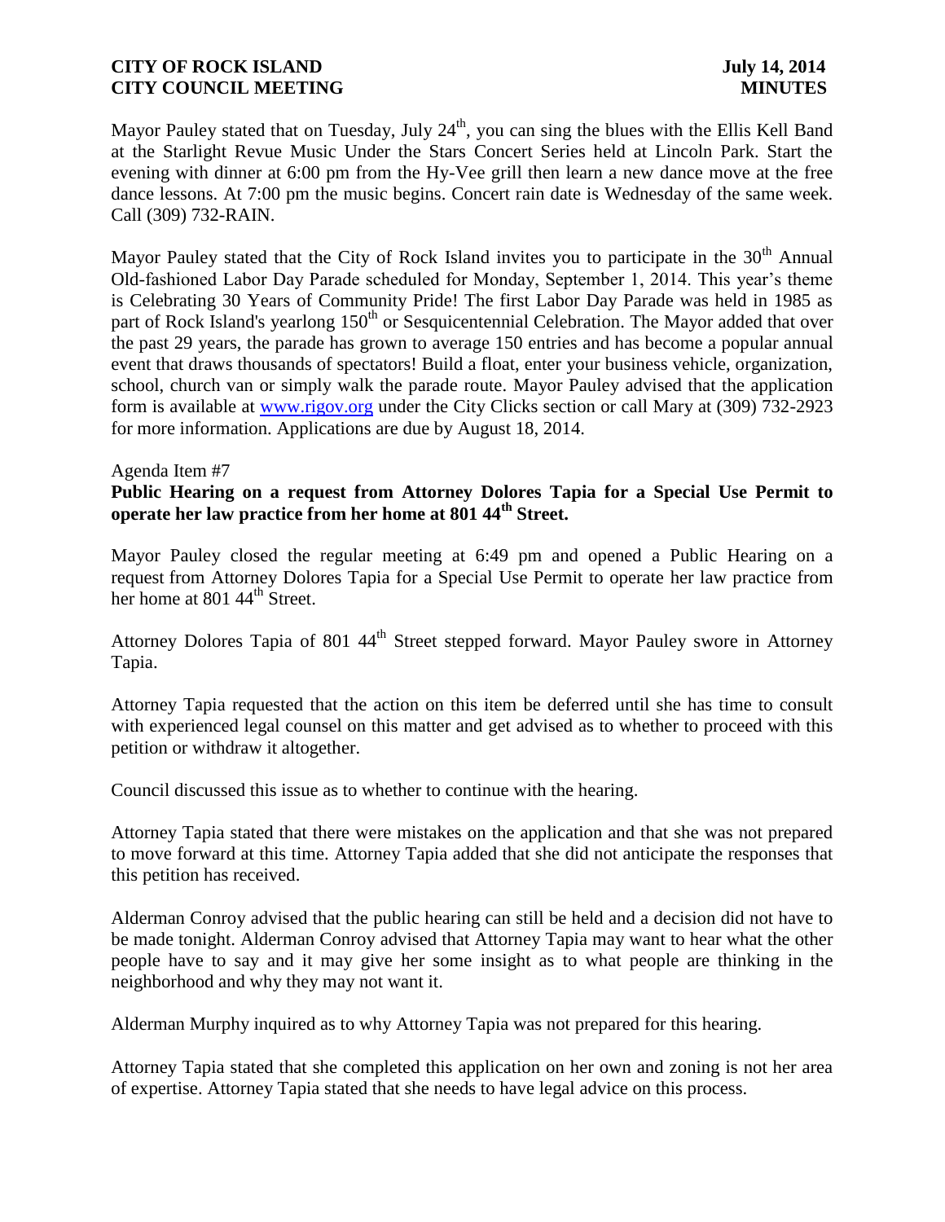Mayor Pauley stated that on Tuesday, July 24th, you can sing the blues with the Ellis Kell Band at the Starlight Revue Music Under the Stars Concert Series held at Lincoln Park. Start the evening with dinner at 6:00 pm from the Hy-Vee grill then learn a new dance move at the free dance lessons. At 7:00 pm the music begins. Concert rain date is Wednesday of the same week. Call (309) 732-RAIN.

Mayor Pauley stated that the City of Rock Island invites you to participate in the 30th Annual Old-fashioned Labor Day Parade scheduled for Monday, September 1, 2014. This year's theme is Celebrating 30 Years of Community Pride! The first Labor Day Parade was held in 1985 as part of Rock Island's yearlong 150th or Sesquicentennial Celebration. The Mayor added that over the past 29 years, the parade has grown to average 150 entries and has become a popular annual event that draws thousands of spectators! Build a float, enter your business vehicle, organization, school, church van or simply walk the parade route. Mayor Pauley advised that the application form is available at www.rigov.org under the City Clicks section or call Mary at (309) 732-2923 for more information. Applications are due by August 18, 2014.

Agenda Item #7

**Public Hearing on a request from Attorney Dolores Tapia for a Special Use Permit to operate her law practice from her home at 801 44th Street.**

Mayor Pauley closed the regular meeting at 6:49 pm and opened a Public Hearing on a request from Attorney Dolores Tapia for a Special Use Permit to operate her law practice from her home at 801 44th Street.

Attorney Dolores Tapia of 801 44th Street stepped forward. Mayor Pauley swore in Attorney Tapia.

Attorney Tapia requested that the action on this item be deferred until she has time to consult with experienced legal counsel on this matter and get advised as to whether to proceed with this petition or withdraw it altogether.

Council discussed this issue as to whether to continue with the hearing.

Attorney Tapia stated that there were mistakes on the application and that she was not prepared to move forward at this time. Attorney Tapia added that she did not anticipate the responses that this petition has received.

Alderman Conroy advised that the public hearing can still be held and a decision did not have to be made tonight. Alderman Conroy advised that Attorney Tapia may want to hear what the other people have to say and it may give her some insight as to what people are thinking in the neighborhood and why they may not want it.

Alderman Murphy inquired as to why Attorney Tapia was not prepared for this hearing.

Attorney Tapia stated that she completed this application on her own and zoning is not her area of expertise. Attorney Tapia stated that she needs to have legal advice on this process.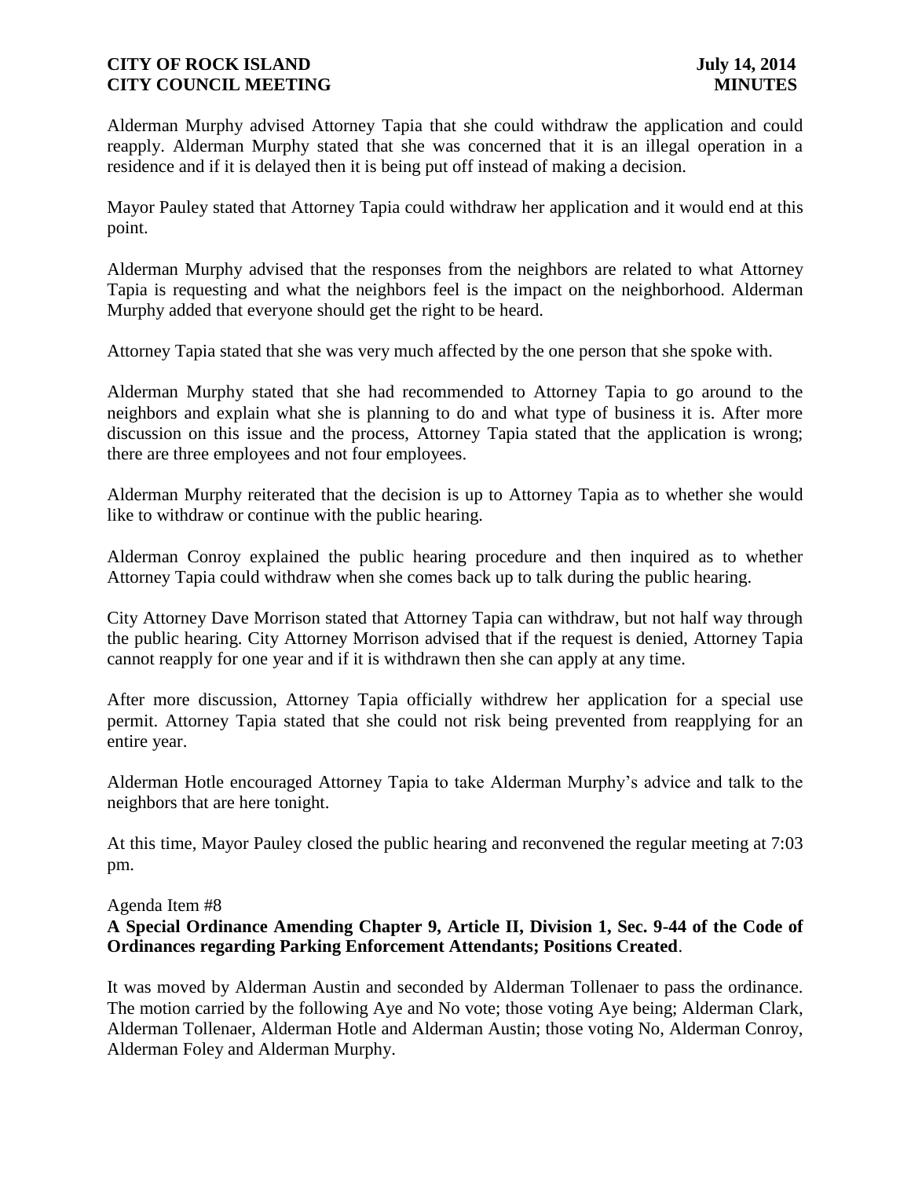Alderman Murphy advised Attorney Tapia that she could withdraw the application and could reapply. Alderman Murphy stated that she was concerned that it is an illegal operation in a residence and if it is delayed then it is being put off instead of making a decision.

Mayor Pauley stated that Attorney Tapia could withdraw her application and it would end at this point.

Alderman Murphy advised that the responses from the neighbors are related to what Attorney Tapia is requesting and what the neighbors feel is the impact on the neighborhood. Alderman Murphy added that everyone should get the right to be heard.

Attorney Tapia stated that she was very much affected by the one person that she spoke with.

Alderman Murphy stated that she had recommended to Attorney Tapia to go around to the neighbors and explain what she is planning to do and what type of business it is. After more discussion on this issue and the process, Attorney Tapia stated that the application is wrong; there are three employees and not four employees.

Alderman Murphy reiterated that the decision is up to Attorney Tapia as to whether she would like to withdraw or continue with the public hearing.

Alderman Conroy explained the public hearing procedure and then inquired as to whether Attorney Tapia could withdraw when she comes back up to talk during the public hearing.

City Attorney Dave Morrison stated that Attorney Tapia can withdraw, but not half way through the public hearing. City Attorney Morrison advised that if the request is denied, Attorney Tapia cannot reapply for one year and if it is withdrawn then she can apply at any time.

After more discussion, Attorney Tapia officially withdrew her application for a special use permit. Attorney Tapia stated that she could not risk being prevented from reapplying for an entire year.

Alderman Hotle encouraged Attorney Tapia to take Alderman Murphy's advice and talk to the neighbors that are here tonight.

At this time, Mayor Pauley closed the public hearing and reconvened the regular meeting at 7:03 pm.

Agenda Item #8

**A Special Ordinance Amending Chapter 9, Article II, Division 1, Sec. 9-44 of the Code of Ordinances regarding Parking Enforcement Attendants; Positions Created**.

It was moved by Alderman Austin and seconded by Alderman Tollenaer to pass the ordinance. The motion carried by the following Aye and No vote; those voting Aye being; Alderman Clark, Alderman Tollenaer, Alderman Hotle and Alderman Austin; those voting No, Alderman Conroy, Alderman Foley and Alderman Murphy.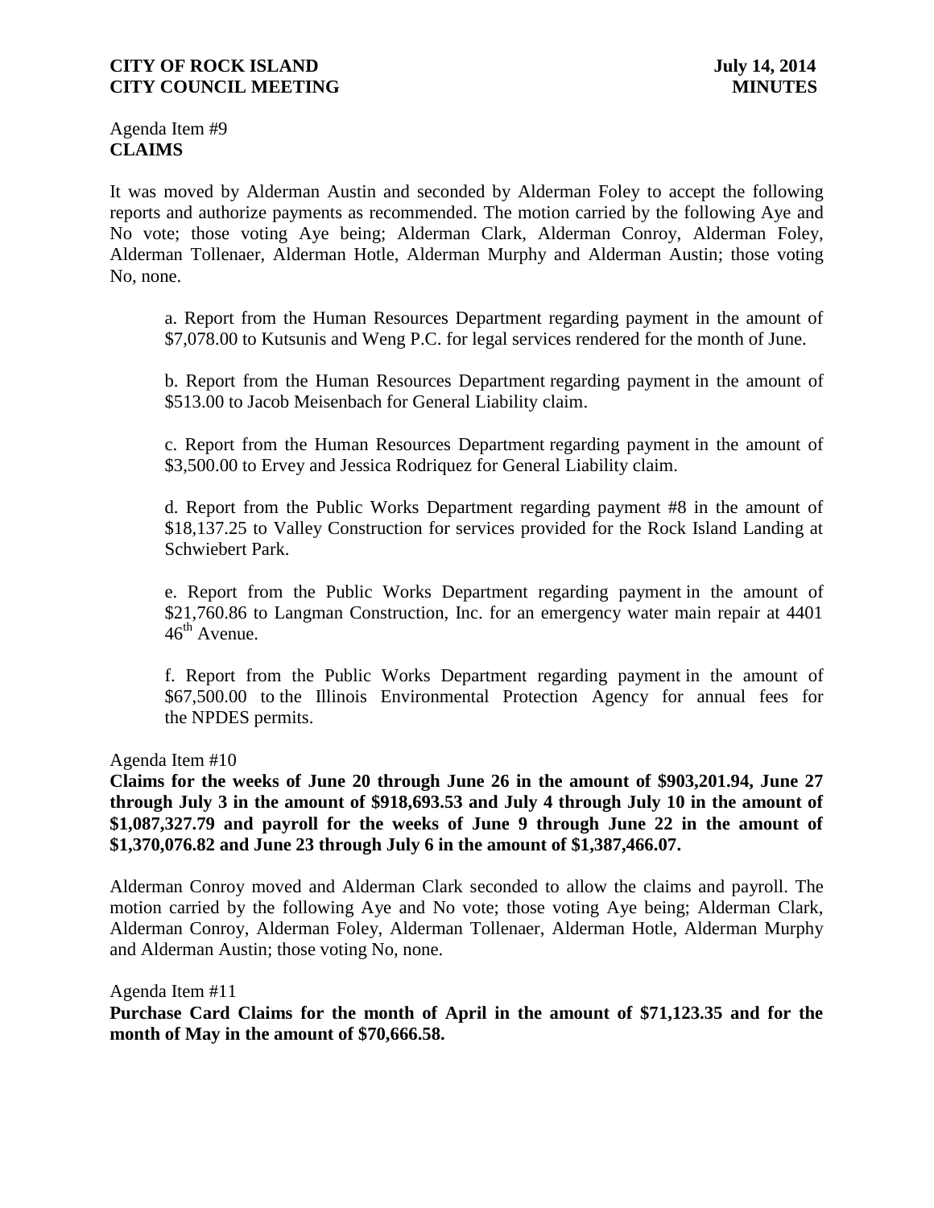Agenda Item #9
**CLAIMS**

It was moved by Alderman Austin and seconded by Alderman Foley to accept the following reports and authorize payments as recommended. The motion carried by the following Aye and No vote; those voting Aye being; Alderman Clark, Alderman Conroy, Alderman Foley, Alderman Tollenaer, Alderman Hotle, Alderman Murphy and Alderman Austin; those voting No, none.

a. Report from the Human Resources Department regarding payment in the amount of $7,078.00 to Kutsunis and Weng P.C. for legal services rendered for the month of June.

b. Report from the Human Resources Department regarding payment in the amount of $513.00 to Jacob Meisenbach for General Liability claim.

c. Report from the Human Resources Department regarding payment in the amount of $3,500.00 to Ervey and Jessica Rodriquez for General Liability claim.

d. Report from the Public Works Department regarding payment #8 in the amount of $18,137.25 to Valley Construction for services provided for the Rock Island Landing at Schwiebert Park.

e. Report from the Public Works Department regarding payment in the amount of $21,760.86 to Langman Construction, Inc. for an emergency water main repair at 4401 46th Avenue.

f. Report from the Public Works Department regarding payment in the amount of $67,500.00 to the Illinois Environmental Protection Agency for annual fees for the NPDES permits.

Agenda Item #10
**Claims for the weeks of June 20 through June 26 in the amount of $903,201.94, June 27 through July 3 in the amount of $918,693.53 and July 4 through July 10 in the amount of $1,087,327.79 and payroll for the weeks of June 9 through June 22 in the amount of $1,370,076.82 and June 23 through July 6 in the amount of $1,387,466.07.**

Alderman Conroy moved and Alderman Clark seconded to allow the claims and payroll. The motion carried by the following Aye and No vote; those voting Aye being; Alderman Clark, Alderman Conroy, Alderman Foley, Alderman Tollenaer, Alderman Hotle, Alderman Murphy and Alderman Austin; those voting No, none.

Agenda Item #11
**Purchase Card Claims for the month of April in the amount of $71,123.35 and for the month of May in the amount of $70,666.58.**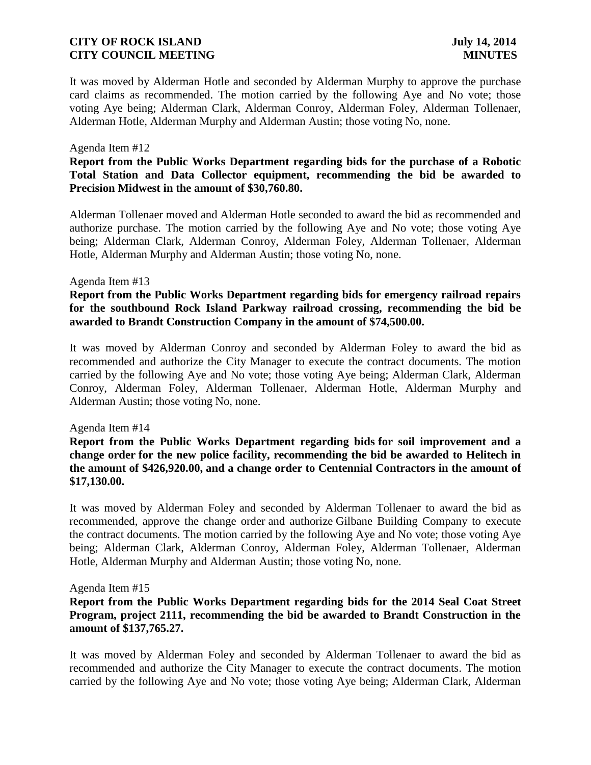It was moved by Alderman Hotle and seconded by Alderman Murphy to approve the purchase card claims as recommended. The motion carried by the following Aye and No vote; those voting Aye being; Alderman Clark, Alderman Conroy, Alderman Foley, Alderman Tollenaer, Alderman Hotle, Alderman Murphy and Alderman Austin; those voting No, none.

Agenda Item #12

**Report from the Public Works Department regarding bids for the purchase of a Robotic Total Station and Data Collector equipment, recommending the bid be awarded to Precision Midwest in the amount of $30,760.80.**

Alderman Tollenaer moved and Alderman Hotle seconded to award the bid as recommended and authorize purchase. The motion carried by the following Aye and No vote; those voting Aye being; Alderman Clark, Alderman Conroy, Alderman Foley, Alderman Tollenaer, Alderman Hotle, Alderman Murphy and Alderman Austin; those voting No, none.

Agenda Item #13

**Report from the Public Works Department regarding bids for emergency railroad repairs for the southbound Rock Island Parkway railroad crossing, recommending the bid be awarded to Brandt Construction Company in the amount of $74,500.00.**

It was moved by Alderman Conroy and seconded by Alderman Foley to award the bid as recommended and authorize the City Manager to execute the contract documents. The motion carried by the following Aye and No vote; those voting Aye being; Alderman Clark, Alderman Conroy, Alderman Foley, Alderman Tollenaer, Alderman Hotle, Alderman Murphy and Alderman Austin; those voting No, none.

Agenda Item #14

**Report from the Public Works Department regarding bids for soil improvement and a change order for the new police facility, recommending the bid be awarded to Helitech in the amount of $426,920.00, and a change order to Centennial Contractors in the amount of $17,130.00.**

It was moved by Alderman Foley and seconded by Alderman Tollenaer to award the bid as recommended, approve the change order and authorize Gilbane Building Company to execute the contract documents. The motion carried by the following Aye and No vote; those voting Aye being; Alderman Clark, Alderman Conroy, Alderman Foley, Alderman Tollenaer, Alderman Hotle, Alderman Murphy and Alderman Austin; those voting No, none.

Agenda Item #15

**Report from the Public Works Department regarding bids for the 2014 Seal Coat Street Program, project 2111, recommending the bid be awarded to Brandt Construction in the amount of $137,765.27.**

It was moved by Alderman Foley and seconded by Alderman Tollenaer to award the bid as recommended and authorize the City Manager to execute the contract documents. The motion carried by the following Aye and No vote; those voting Aye being; Alderman Clark, Alderman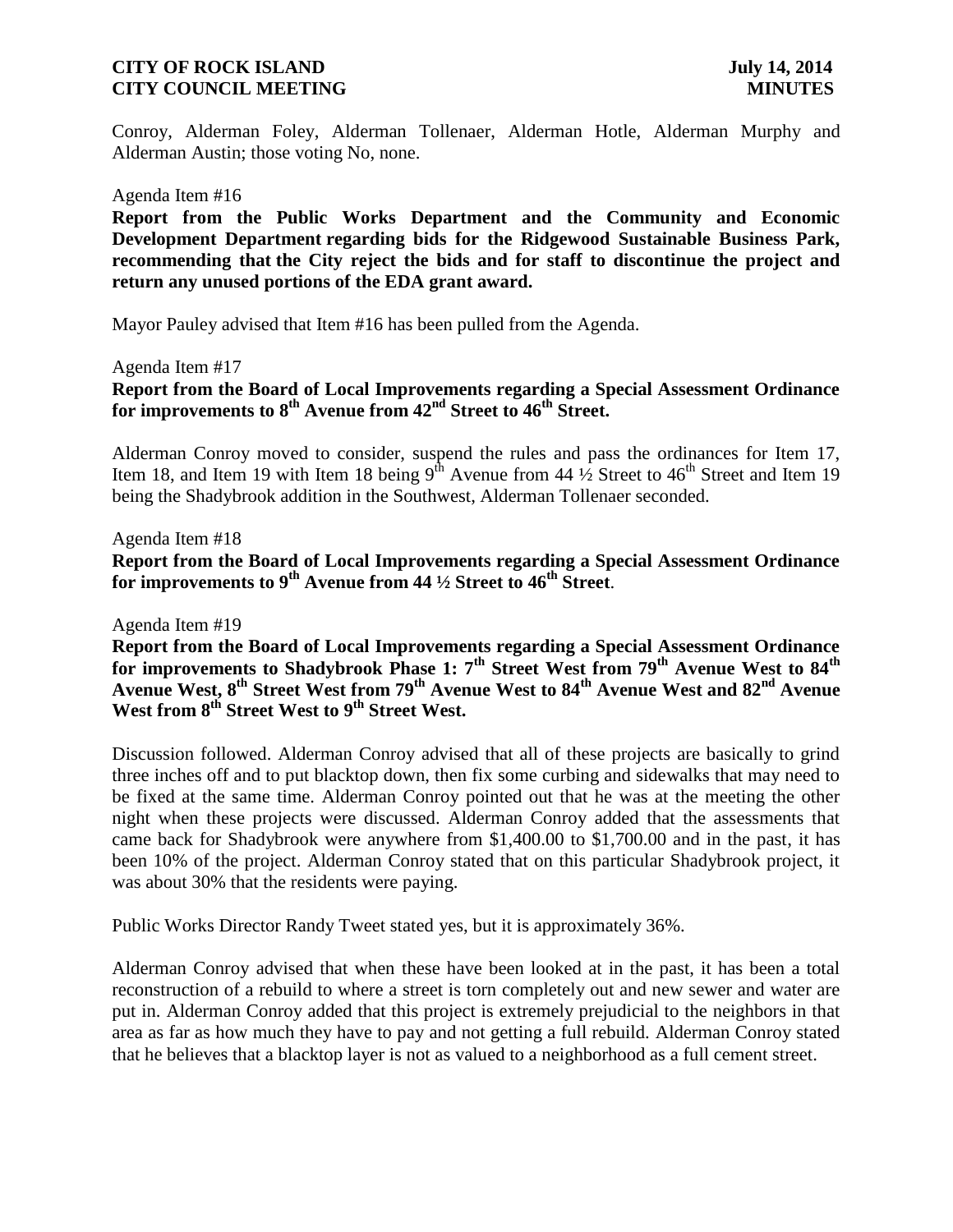Conroy, Alderman Foley, Alderman Tollenaer, Alderman Hotle, Alderman Murphy and Alderman Austin; those voting No, none.

Agenda Item #16

**Report from the Public Works Department and the Community and Economic Development Department regarding bids for the Ridgewood Sustainable Business Park, recommending that the City reject the bids and for staff to discontinue the project and return any unused portions of the EDA grant award.**

Mayor Pauley advised that Item #16 has been pulled from the Agenda.

Agenda Item #17

**Report from the Board of Local Improvements regarding a Special Assessment Ordinance for improvements to 8th Avenue from 42nd Street to 46th Street.**

Alderman Conroy moved to consider, suspend the rules and pass the ordinances for Item 17, Item 18, and Item 19 with Item 18 being 9th Avenue from 44 ½ Street to 46th Street and Item 19 being the Shadybrook addition in the Southwest, Alderman Tollenaer seconded.

Agenda Item #18

**Report from the Board of Local Improvements regarding a Special Assessment Ordinance for improvements to 9th Avenue from 44 ½ Street to 46th Street**.

Agenda Item #19

**Report from the Board of Local Improvements regarding a Special Assessment Ordinance for improvements to Shadybrook Phase 1: 7th Street West from 79th Avenue West to 84th Avenue West, 8th Street West from 79th Avenue West to 84th Avenue West and 82nd Avenue West from 8th Street West to 9th Street West.**

Discussion followed. Alderman Conroy advised that all of these projects are basically to grind three inches off and to put blacktop down, then fix some curbing and sidewalks that may need to be fixed at the same time. Alderman Conroy pointed out that he was at the meeting the other night when these projects were discussed. Alderman Conroy added that the assessments that came back for Shadybrook were anywhere from $1,400.00 to $1,700.00 and in the past, it has been 10% of the project. Alderman Conroy stated that on this particular Shadybrook project, it was about 30% that the residents were paying.

Public Works Director Randy Tweet stated yes, but it is approximately 36%.

Alderman Conroy advised that when these have been looked at in the past, it has been a total reconstruction of a rebuild to where a street is torn completely out and new sewer and water are put in. Alderman Conroy added that this project is extremely prejudicial to the neighbors in that area as far as how much they have to pay and not getting a full rebuild. Alderman Conroy stated that he believes that a blacktop layer is not as valued to a neighborhood as a full cement street.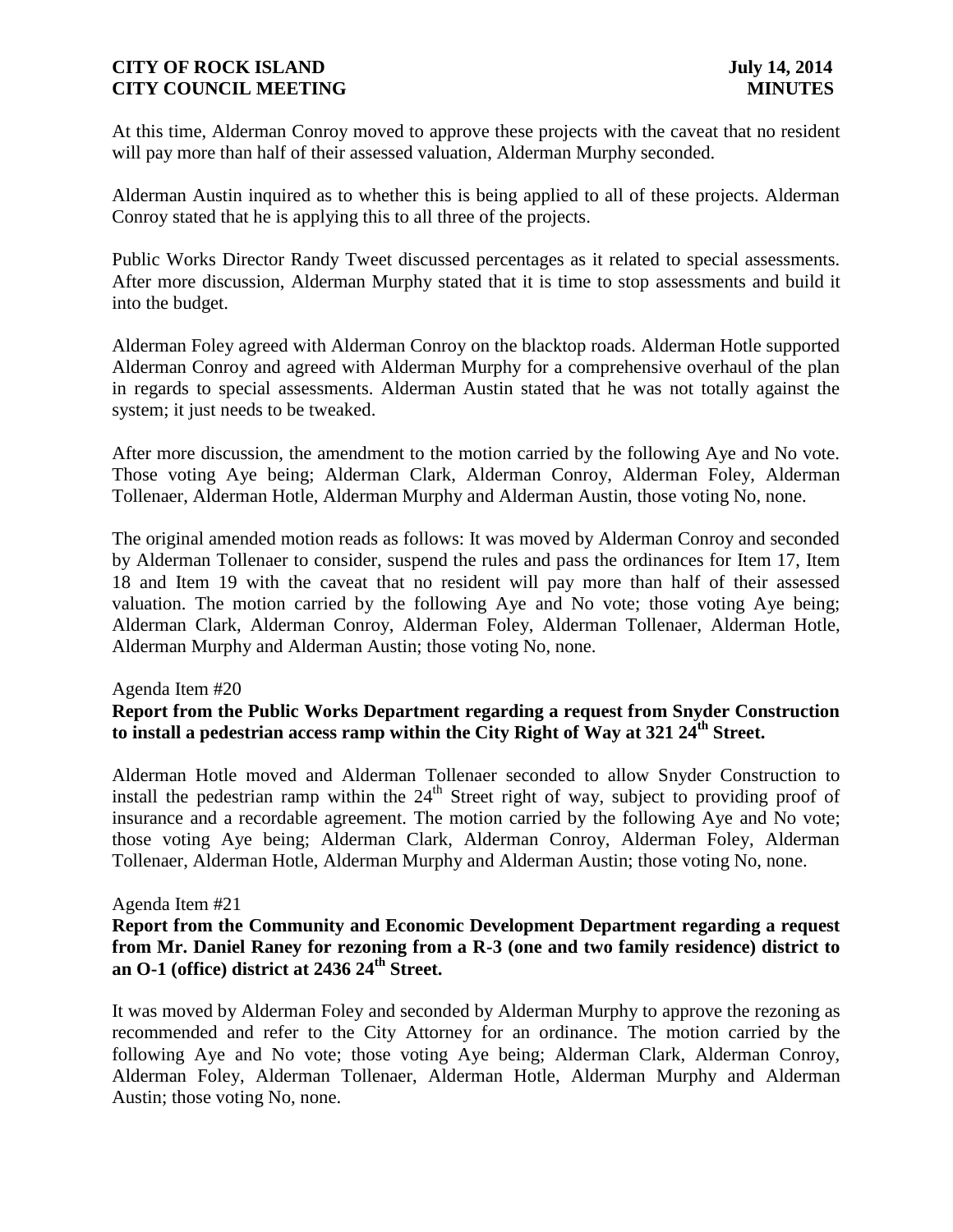At this time, Alderman Conroy moved to approve these projects with the caveat that no resident will pay more than half of their assessed valuation, Alderman Murphy seconded.

Alderman Austin inquired as to whether this is being applied to all of these projects. Alderman Conroy stated that he is applying this to all three of the projects.

Public Works Director Randy Tweet discussed percentages as it related to special assessments. After more discussion, Alderman Murphy stated that it is time to stop assessments and build it into the budget.

Alderman Foley agreed with Alderman Conroy on the blacktop roads. Alderman Hotle supported Alderman Conroy and agreed with Alderman Murphy for a comprehensive overhaul of the plan in regards to special assessments. Alderman Austin stated that he was not totally against the system; it just needs to be tweaked.

After more discussion, the amendment to the motion carried by the following Aye and No vote. Those voting Aye being; Alderman Clark, Alderman Conroy, Alderman Foley, Alderman Tollenaer, Alderman Hotle, Alderman Murphy and Alderman Austin, those voting No, none.

The original amended motion reads as follows: It was moved by Alderman Conroy and seconded by Alderman Tollenaer to consider, suspend the rules and pass the ordinances for Item 17, Item 18 and Item 19 with the caveat that no resident will pay more than half of their assessed valuation. The motion carried by the following Aye and No vote; those voting Aye being; Alderman Clark, Alderman Conroy, Alderman Foley, Alderman Tollenaer, Alderman Hotle, Alderman Murphy and Alderman Austin; those voting No, none.

Agenda Item #20

**Report from the Public Works Department regarding a request from Snyder Construction to install a pedestrian access ramp within the City Right of Way at 321 24th Street.**

Alderman Hotle moved and Alderman Tollenaer seconded to allow Snyder Construction to install the pedestrian ramp within the 24th Street right of way, subject to providing proof of insurance and a recordable agreement. The motion carried by the following Aye and No vote; those voting Aye being; Alderman Clark, Alderman Conroy, Alderman Foley, Alderman Tollenaer, Alderman Hotle, Alderman Murphy and Alderman Austin; those voting No, none.

Agenda Item #21

**Report from the Community and Economic Development Department regarding a request from Mr. Daniel Raney for rezoning from a R-3 (one and two family residence) district to an O-1 (office) district at 2436 24th Street.**

It was moved by Alderman Foley and seconded by Alderman Murphy to approve the rezoning as recommended and refer to the City Attorney for an ordinance. The motion carried by the following Aye and No vote; those voting Aye being; Alderman Clark, Alderman Conroy, Alderman Foley, Alderman Tollenaer, Alderman Hotle, Alderman Murphy and Alderman Austin; those voting No, none.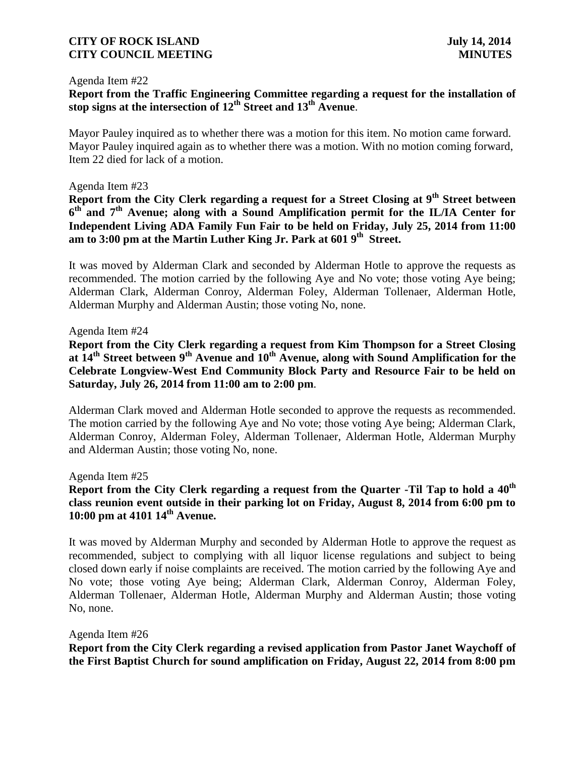Agenda Item #22

**Report from the Traffic Engineering Committee regarding a request for the installation of stop signs at the intersection of 12th Street and 13th Avenue**.

Mayor Pauley inquired as to whether there was a motion for this item. No motion came forward. Mayor Pauley inquired again as to whether there was a motion. With no motion coming forward, Item 22 died for lack of a motion.

Agenda Item #23

**Report from the City Clerk regarding a request for a Street Closing at 9th Street between 6th and 7th Avenue; along with a Sound Amplification permit for the IL/IA Center for Independent Living ADA Family Fun Fair to be held on Friday, July 25, 2014 from 11:00 am to 3:00 pm at the Martin Luther King Jr. Park at 601 9th Street.**

It was moved by Alderman Clark and seconded by Alderman Hotle to approve the requests as recommended. The motion carried by the following Aye and No vote; those voting Aye being; Alderman Clark, Alderman Conroy, Alderman Foley, Alderman Tollenaer, Alderman Hotle, Alderman Murphy and Alderman Austin; those voting No, none.

Agenda Item #24

**Report from the City Clerk regarding a request from Kim Thompson for a Street Closing at 14th Street between 9th Avenue and 10th Avenue, along with Sound Amplification for the Celebrate Longview-West End Community Block Party and Resource Fair to be held on Saturday, July 26, 2014 from 11:00 am to 2:00 pm**.

Alderman Clark moved and Alderman Hotle seconded to approve the requests as recommended. The motion carried by the following Aye and No vote; those voting Aye being; Alderman Clark, Alderman Conroy, Alderman Foley, Alderman Tollenaer, Alderman Hotle, Alderman Murphy and Alderman Austin; those voting No, none.

Agenda Item #25

**Report from the City Clerk regarding a request from the Quarter -Til Tap to hold a 40th class reunion event outside in their parking lot on Friday, August 8, 2014 from 6:00 pm to 10:00 pm at 4101 14th Avenue.**

It was moved by Alderman Murphy and seconded by Alderman Hotle to approve the request as recommended, subject to complying with all liquor license regulations and subject to being closed down early if noise complaints are received. The motion carried by the following Aye and No vote; those voting Aye being; Alderman Clark, Alderman Conroy, Alderman Foley, Alderman Tollenaer, Alderman Hotle, Alderman Murphy and Alderman Austin; those voting No, none.

Agenda Item #26

**Report from the City Clerk regarding a revised application from Pastor Janet Waychoff of the First Baptist Church for sound amplification on Friday, August 22, 2014 from 8:00 pm**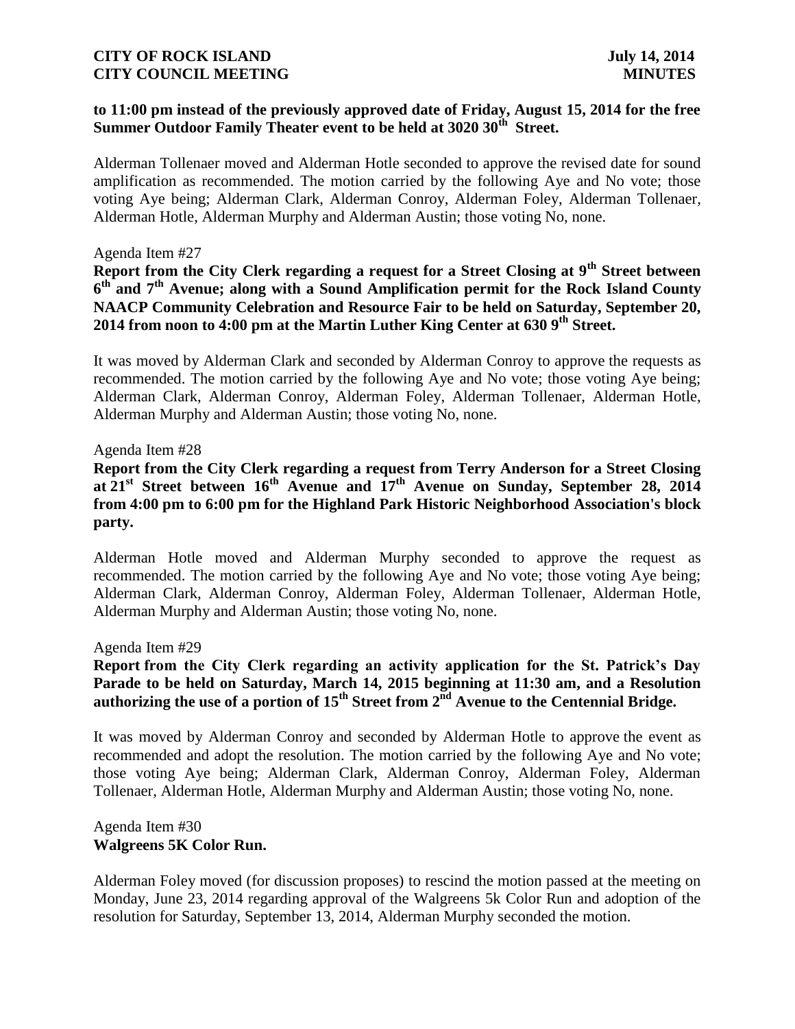**to 11:00 pm instead of the previously approved date of Friday, August 15, 2014 for the free Summer Outdoor Family Theater event to be held at 3020 30th Street.**

Alderman Tollenaer moved and Alderman Hotle seconded to approve the revised date for sound amplification as recommended. The motion carried by the following Aye and No vote; those voting Aye being; Alderman Clark, Alderman Conroy, Alderman Foley, Alderman Tollenaer, Alderman Hotle, Alderman Murphy and Alderman Austin; those voting No, none.

Agenda Item #27

**Report from the City Clerk regarding a request for a Street Closing at 9th Street between 6th and 7th Avenue; along with a Sound Amplification permit for the Rock Island County NAACP Community Celebration and Resource Fair to be held on Saturday, September 20, 2014 from noon to 4:00 pm at the Martin Luther King Center at 630 9th Street.**

It was moved by Alderman Clark and seconded by Alderman Conroy to approve the requests as recommended. The motion carried by the following Aye and No vote; those voting Aye being; Alderman Clark, Alderman Conroy, Alderman Foley, Alderman Tollenaer, Alderman Hotle, Alderman Murphy and Alderman Austin; those voting No, none.

Agenda Item #28

**Report from the City Clerk regarding a request from Terry Anderson for a Street Closing at 21st Street between 16th Avenue and 17th Avenue on Sunday, September 28, 2014 from 4:00 pm to 6:00 pm for the Highland Park Historic Neighborhood Association's block party.**

Alderman Hotle moved and Alderman Murphy seconded to approve the request as recommended. The motion carried by the following Aye and No vote; those voting Aye being; Alderman Clark, Alderman Conroy, Alderman Foley, Alderman Tollenaer, Alderman Hotle, Alderman Murphy and Alderman Austin; those voting No, none.

Agenda Item #29

**Report from the City Clerk regarding an activity application for the St. Patrick's Day Parade to be held on Saturday, March 14, 2015 beginning at 11:30 am, and a Resolution authorizing the use of a portion of 15th Street from 2nd Avenue to the Centennial Bridge.**

It was moved by Alderman Conroy and seconded by Alderman Hotle to approve the event as recommended and adopt the resolution. The motion carried by the following Aye and No vote; those voting Aye being; Alderman Clark, Alderman Conroy, Alderman Foley, Alderman Tollenaer, Alderman Hotle, Alderman Murphy and Alderman Austin; those voting No, none.

Agenda Item #30

**Walgreens 5K Color Run.**

Alderman Foley moved (for discussion proposes) to rescind the motion passed at the meeting on Monday, June 23, 2014 regarding approval of the Walgreens 5k Color Run and adoption of the resolution for Saturday, September 13, 2014, Alderman Murphy seconded the motion.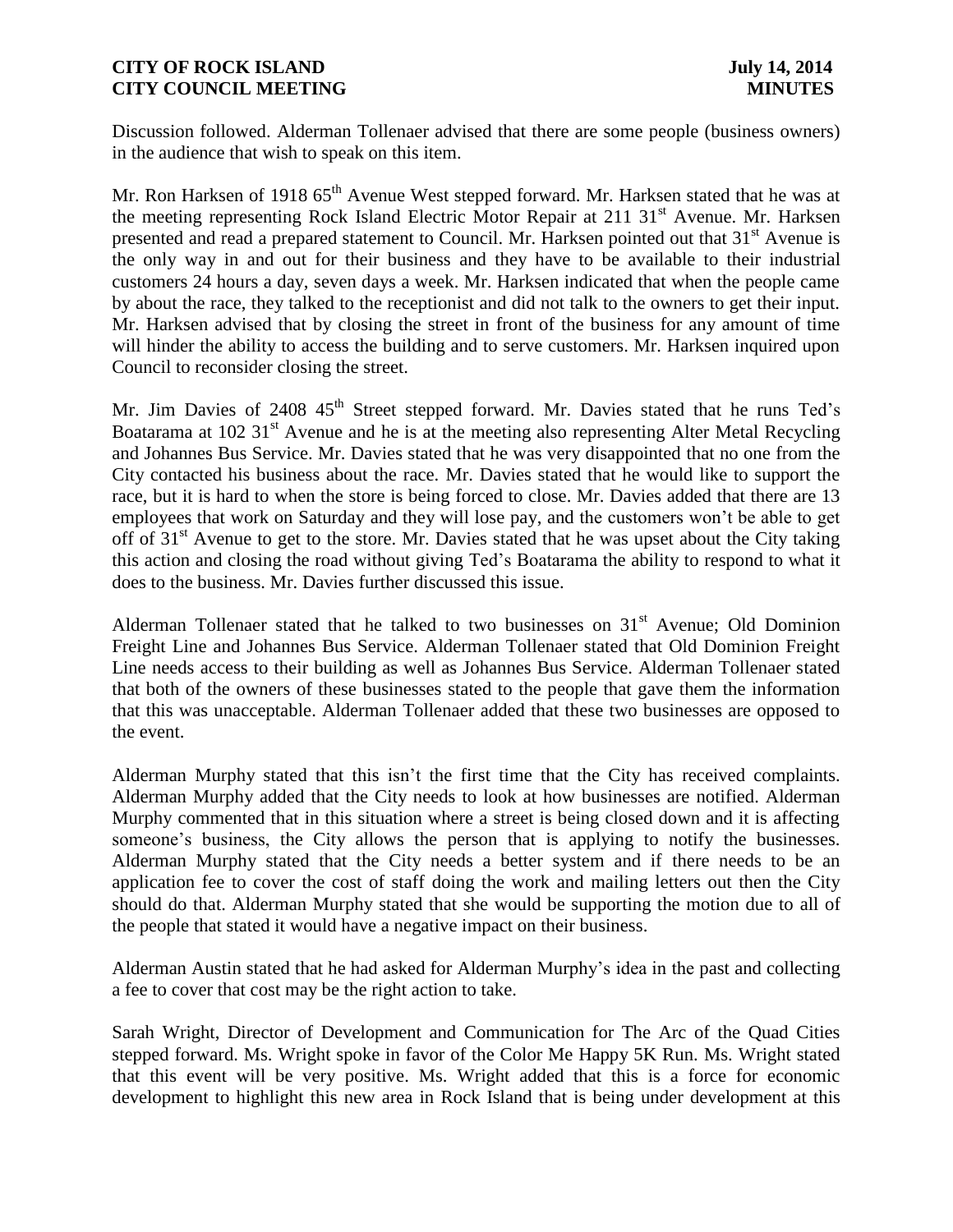Discussion followed. Alderman Tollenaer advised that there are some people (business owners) in the audience that wish to speak on this item.

Mr. Ron Harksen of 1918 65th Avenue West stepped forward. Mr. Harksen stated that he was at the meeting representing Rock Island Electric Motor Repair at 211 31st Avenue. Mr. Harksen presented and read a prepared statement to Council. Mr. Harksen pointed out that 31st Avenue is the only way in and out for their business and they have to be available to their industrial customers 24 hours a day, seven days a week. Mr. Harksen indicated that when the people came by about the race, they talked to the receptionist and did not talk to the owners to get their input. Mr. Harksen advised that by closing the street in front of the business for any amount of time will hinder the ability to access the building and to serve customers. Mr. Harksen inquired upon Council to reconsider closing the street.

Mr. Jim Davies of 2408 45th Street stepped forward. Mr. Davies stated that he runs Ted's Boatarama at 102 31st Avenue and he is at the meeting also representing Alter Metal Recycling and Johannes Bus Service. Mr. Davies stated that he was very disappointed that no one from the City contacted his business about the race. Mr. Davies stated that he would like to support the race, but it is hard to when the store is being forced to close. Mr. Davies added that there are 13 employees that work on Saturday and they will lose pay, and the customers won't be able to get off of 31st Avenue to get to the store. Mr. Davies stated that he was upset about the City taking this action and closing the road without giving Ted's Boatarama the ability to respond to what it does to the business. Mr. Davies further discussed this issue.

Alderman Tollenaer stated that he talked to two businesses on 31st Avenue; Old Dominion Freight Line and Johannes Bus Service. Alderman Tollenaer stated that Old Dominion Freight Line needs access to their building as well as Johannes Bus Service. Alderman Tollenaer stated that both of the owners of these businesses stated to the people that gave them the information that this was unacceptable. Alderman Tollenaer added that these two businesses are opposed to the event.

Alderman Murphy stated that this isn't the first time that the City has received complaints. Alderman Murphy added that the City needs to look at how businesses are notified. Alderman Murphy commented that in this situation where a street is being closed down and it is affecting someone's business, the City allows the person that is applying to notify the businesses. Alderman Murphy stated that the City needs a better system and if there needs to be an application fee to cover the cost of staff doing the work and mailing letters out then the City should do that. Alderman Murphy stated that she would be supporting the motion due to all of the people that stated it would have a negative impact on their business.

Alderman Austin stated that he had asked for Alderman Murphy's idea in the past and collecting a fee to cover that cost may be the right action to take.

Sarah Wright, Director of Development and Communication for The Arc of the Quad Cities stepped forward. Ms. Wright spoke in favor of the Color Me Happy 5K Run. Ms. Wright stated that this event will be very positive. Ms. Wright added that this is a force for economic development to highlight this new area in Rock Island that is being under development at this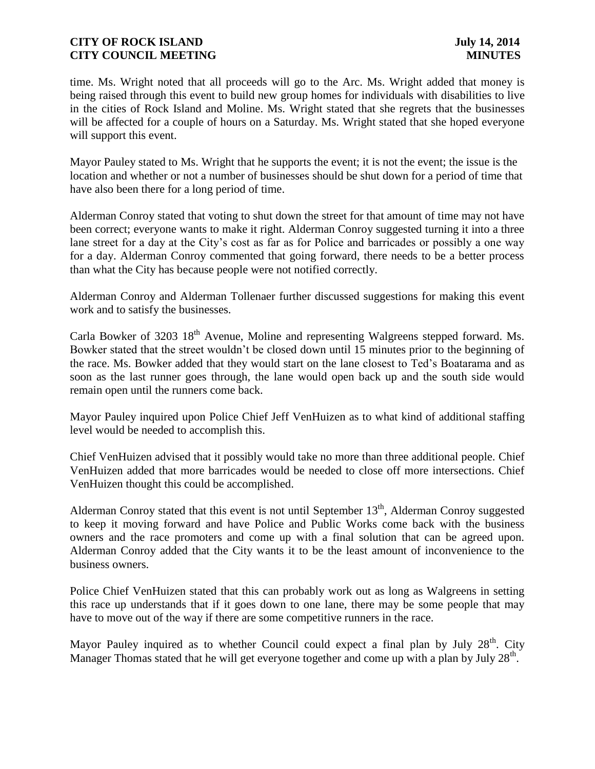time. Ms. Wright noted that all proceeds will go to the Arc. Ms. Wright added that money is being raised through this event to build new group homes for individuals with disabilities to live in the cities of Rock Island and Moline. Ms. Wright stated that she regrets that the businesses will be affected for a couple of hours on a Saturday. Ms. Wright stated that she hoped everyone will support this event.

Mayor Pauley stated to Ms. Wright that he supports the event; it is not the event; the issue is the location and whether or not a number of businesses should be shut down for a period of time that have also been there for a long period of time.

Alderman Conroy stated that voting to shut down the street for that amount of time may not have been correct; everyone wants to make it right. Alderman Conroy suggested turning it into a three lane street for a day at the City's cost as far as for Police and barricades or possibly a one way for a day. Alderman Conroy commented that going forward, there needs to be a better process than what the City has because people were not notified correctly.

Alderman Conroy and Alderman Tollenaer further discussed suggestions for making this event work and to satisfy the businesses.

Carla Bowker of 3203 18th Avenue, Moline and representing Walgreens stepped forward. Ms. Bowker stated that the street wouldn't be closed down until 15 minutes prior to the beginning of the race. Ms. Bowker added that they would start on the lane closest to Ted's Boatarama and as soon as the last runner goes through, the lane would open back up and the south side would remain open until the runners come back.

Mayor Pauley inquired upon Police Chief Jeff VenHuizen as to what kind of additional staffing level would be needed to accomplish this.

Chief VenHuizen advised that it possibly would take no more than three additional people. Chief VenHuizen added that more barricades would be needed to close off more intersections. Chief VenHuizen thought this could be accomplished.

Alderman Conroy stated that this event is not until September 13th, Alderman Conroy suggested to keep it moving forward and have Police and Public Works come back with the business owners and the race promoters and come up with a final solution that can be agreed upon. Alderman Conroy added that the City wants it to be the least amount of inconvenience to the business owners.

Police Chief VenHuizen stated that this can probably work out as long as Walgreens in setting this race up understands that if it goes down to one lane, there may be some people that may have to move out of the way if there are some competitive runners in the race.

Mayor Pauley inquired as to whether Council could expect a final plan by July 28th. City Manager Thomas stated that he will get everyone together and come up with a plan by July 28th.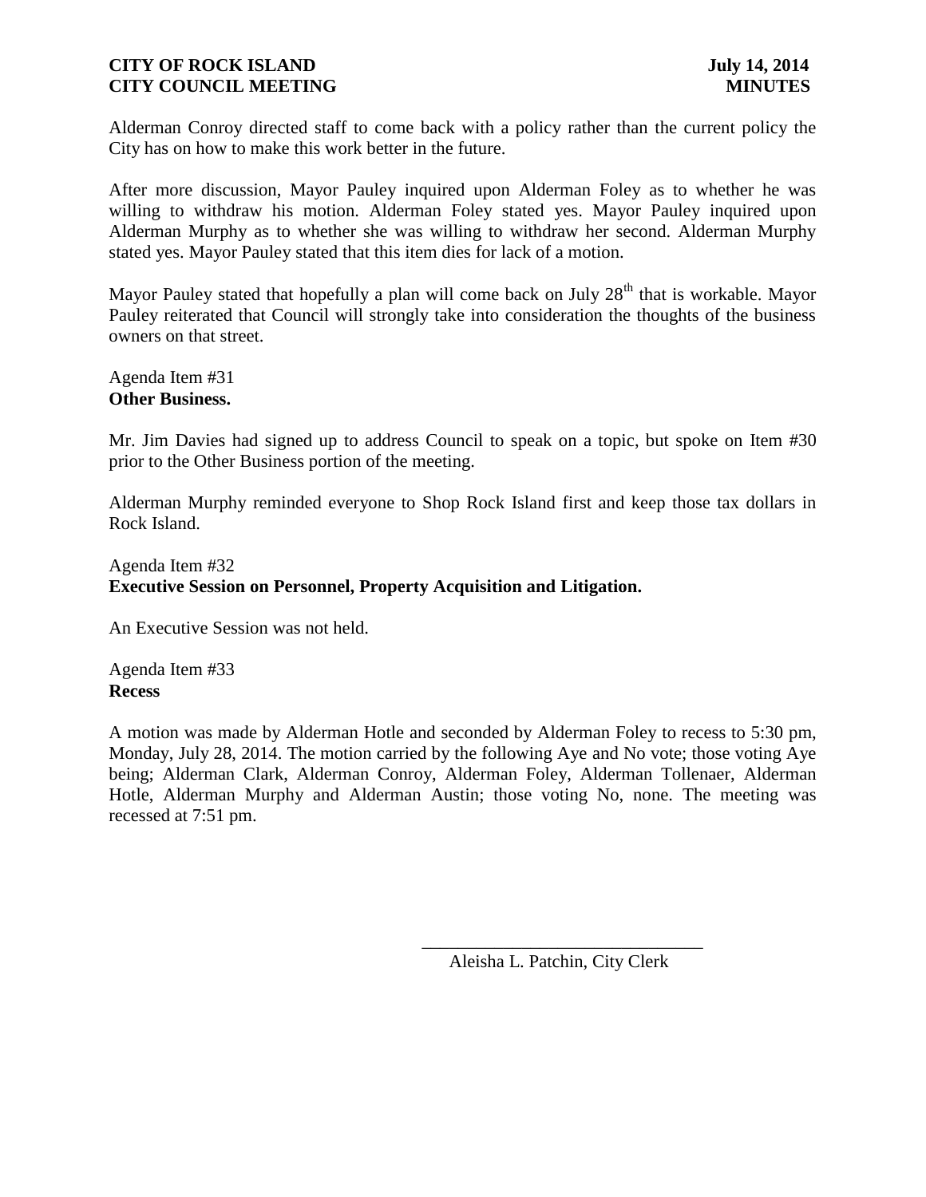Alderman Conroy directed staff to come back with a policy rather than the current policy the City has on how to make this work better in the future.

After more discussion, Mayor Pauley inquired upon Alderman Foley as to whether he was willing to withdraw his motion. Alderman Foley stated yes. Mayor Pauley inquired upon Alderman Murphy as to whether she was willing to withdraw her second. Alderman Murphy stated yes. Mayor Pauley stated that this item dies for lack of a motion.

Mayor Pauley stated that hopefully a plan will come back on July 28th that is workable. Mayor Pauley reiterated that Council will strongly take into consideration the thoughts of the business owners on that street.

Agenda Item #31
**Other Business.**

Mr. Jim Davies had signed up to address Council to speak on a topic, but spoke on Item #30 prior to the Other Business portion of the meeting.

Alderman Murphy reminded everyone to Shop Rock Island first and keep those tax dollars in Rock Island.

Agenda Item #32
**Executive Session on Personnel, Property Acquisition and Litigation.**

An Executive Session was not held.

Agenda Item #33
**Recess**

A motion was made by Alderman Hotle and seconded by Alderman Foley to recess to 5:30 pm, Monday, July 28, 2014. The motion carried by the following Aye and No vote; those voting Aye being; Alderman Clark, Alderman Conroy, Alderman Foley, Alderman Tollenaer, Alderman Hotle, Alderman Murphy and Alderman Austin; those voting No, none. The meeting was recessed at 7:51 pm.

\_\_\_\_\_\_\_\_\_\_\_\_\_\_\_\_\_\_\_\_\_\_\_\_\_\_\_\_\_\_
Aleisha L. Patchin, City Clerk